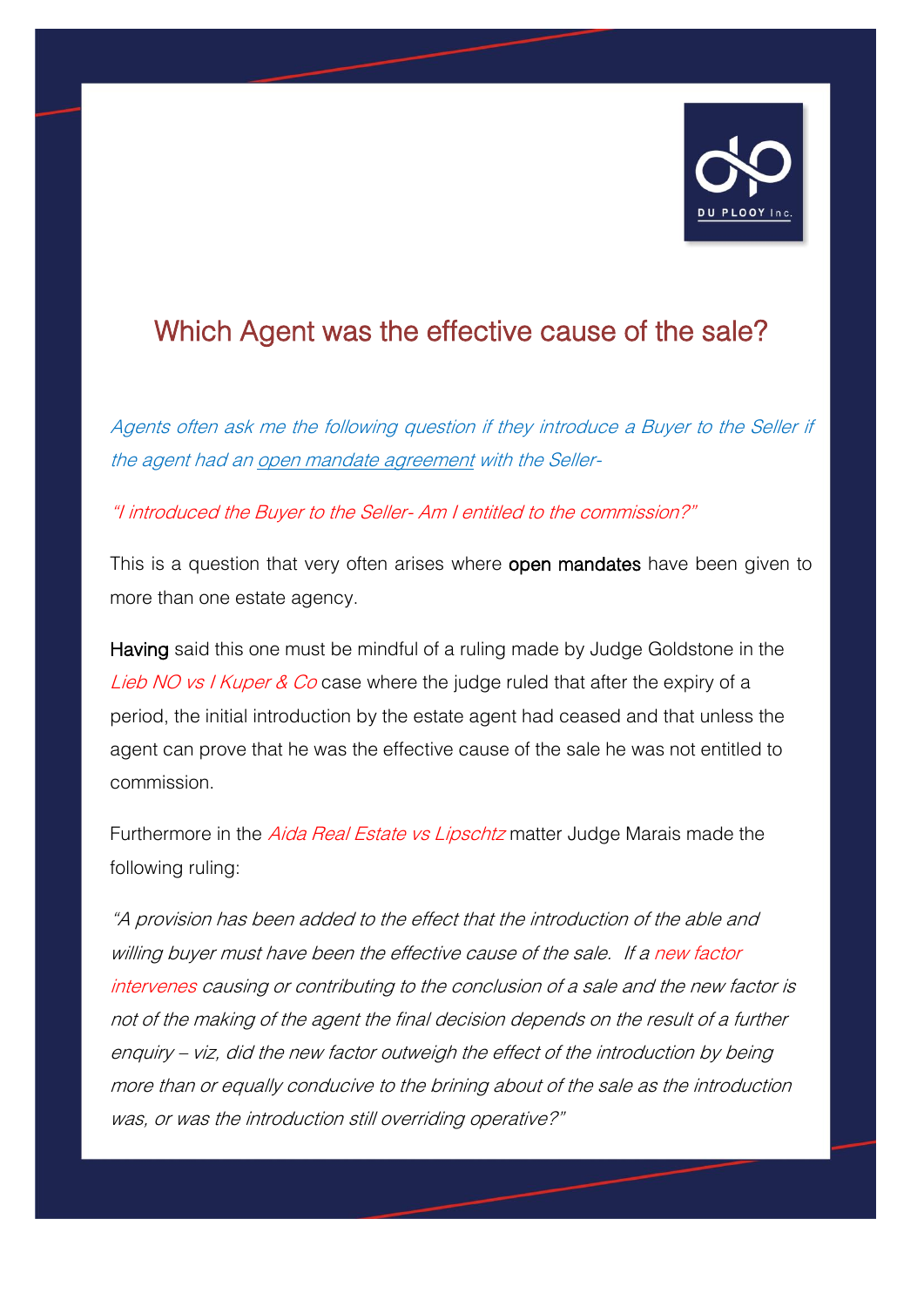# Which Agent was the effective cause of the sale?

*Agents often ask me the following question if they introduce a Buyer to the Seller if the agent had an open mandate agreement with the Seller-*

*"I introduced the Buyer to the Seller- Am I entitled to the commission?"*

This is a question that very often arises where **open mandates** have been given to more than one estate agency.

**Having** said this one must be mindful of a ruling made by Judge Goldstone in the *Lieb NO vs I Kuper & Co* case where the judge ruled that after the expiry of a period, the initial introduction by the estate agent had ceased and that unless the agent can prove that he was the effective cause of the sale he was not entitled to commission.

Furthermore in the *Aida Real Estate vs Lipschtz* matter Judge Marais made the following ruling:

*"A provision has been added to the effect that the introduction of the able and willing buyer must have been the effective cause of the sale. If a new factor intervenes causing or contributing to the conclusion of a sale and the new factor is not of the making of the agent the final decision depends on the result of a further enquiry – viz, did the new factor outweigh the effect of the introduction by being more than or equally conducive to the brining about of the sale as the introduction was, or was the introduction still overriding operative?"*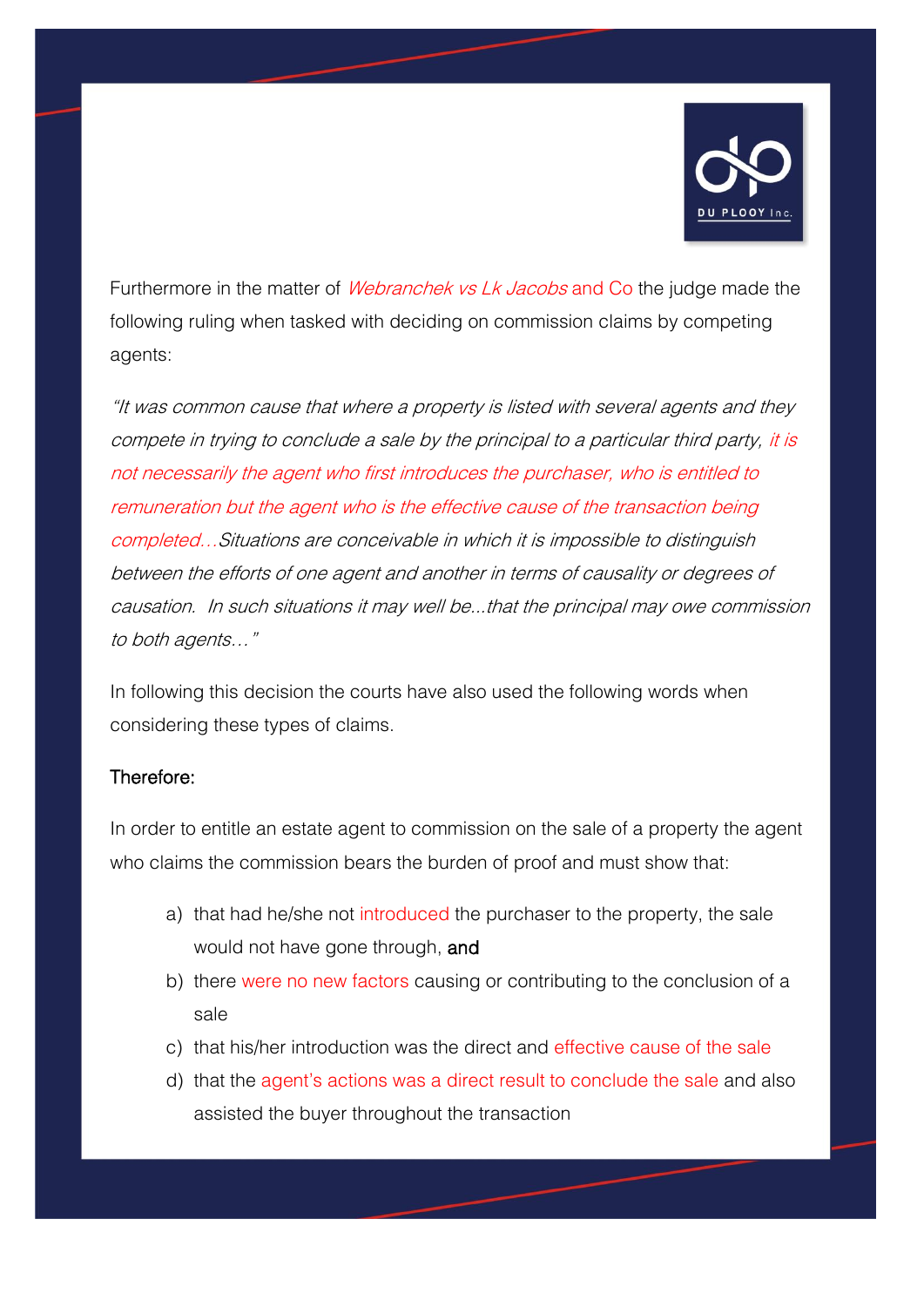Furthermore in the matter of *Webranchek vs Lk Jacobs* and Co the judge made the following ruling when tasked with deciding on commission claims by competing agents:

*"It was common cause that where a property is listed with several agents and they compete in trying to conclude a sale by the principal to a particular third party, it is not necessarily the agent who first introduces the purchaser, who is entitled to remuneration but the agent who is the effective cause of the transaction being completed…Situations are conceivable in which it is impossible to distinguish between the efforts of one agent and another in terms of causality or degrees of causation. In such situations it may well be...that the principal may owe commission to both agents…"*

In following this decision the courts have also used the following words when considering these types of claims.

Therefore:

In order to entitle an estate agent to commission on the sale of a property the agent who claims the commission bears the burden of proof and must show that:

a) that had he/she not introduced the purchaser to the property, the sale would not have gone through, and
b) there were no new factors causing or contributing to the conclusion of a sale
c) that his/her introduction was the direct and effective cause of the sale
d) that the agent's actions was a direct result to conclude the sale and also assisted the buyer throughout the transaction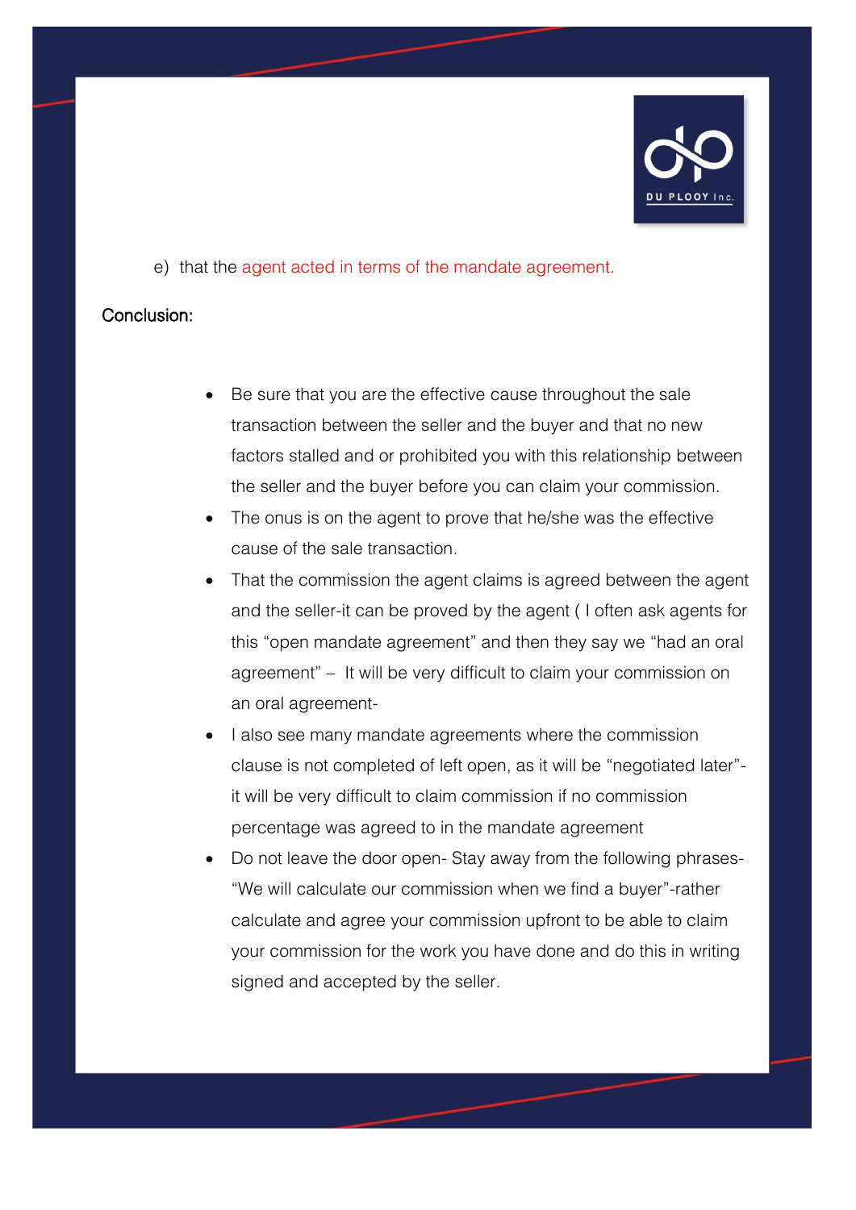e) that the agent acted in terms of the mandate agreement.

Conclusion:

- Be sure that you are the effective cause throughout the sale transaction between the seller and the buyer and that no new factors stalled and or prohibited you with this relationship between the seller and the buyer before you can claim your commission.
- The onus is on the agent to prove that he/she was the effective cause of the sale transaction.
- That the commission the agent claims is agreed between the agent and the seller-it can be proved by the agent ( I often ask agents for this "open mandate agreement" and then they say we "had an oral agreement" – It will be very difficult to claim your commission on an oral agreement-
- I also see many mandate agreements where the commission clause is not completed of left open, as it will be "negotiated later"- it will be very difficult to claim commission if no commission percentage was agreed to in the mandate agreement
- Do not leave the door open- Stay away from the following phrases- "We will calculate our commission when we find a buyer"-rather calculate and agree your commission upfront to be able to claim your commission for the work you have done and do this in writing signed and accepted by the seller.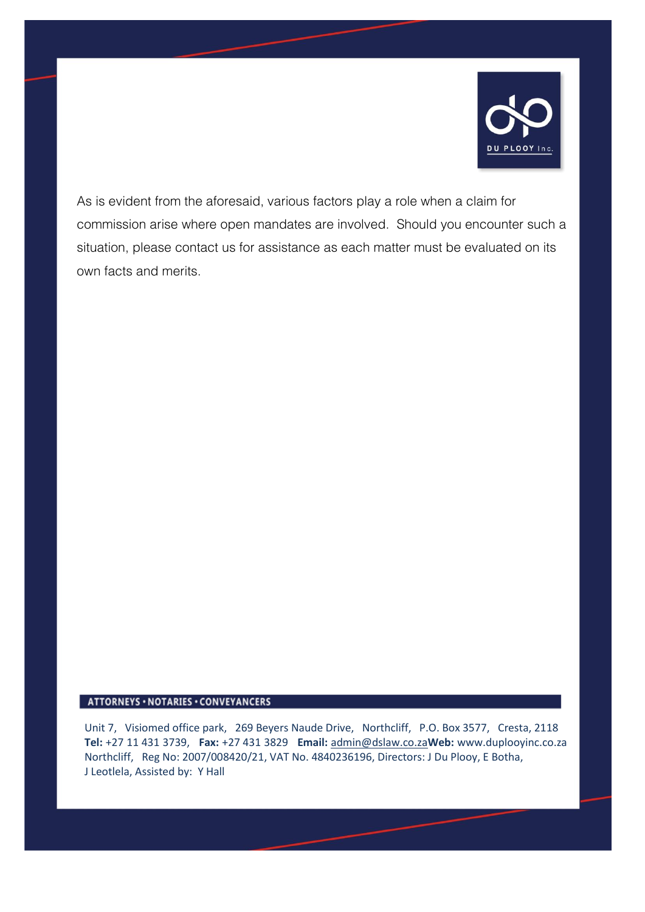As is evident from the aforesaid, various factors play a role when a claim for commission arise where open mandates are involved. Should you encounter such a situation, please contact us for assistance as each matter must be evaluated on its own facts and merits.